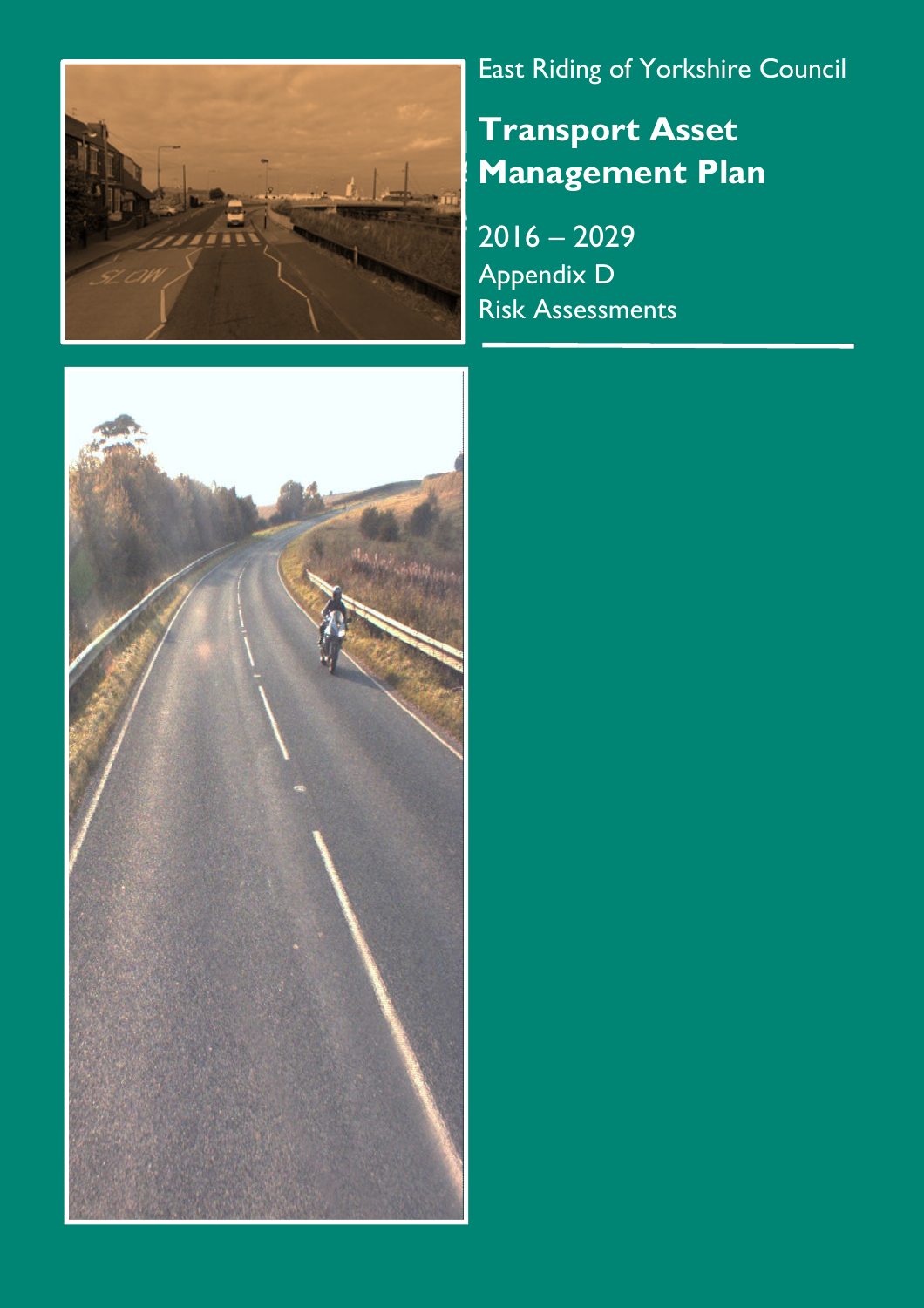East Riding of Yorkshire Council

# Transport Asset Management Plan

2016 – 2029

Appendix D

Risk Assessments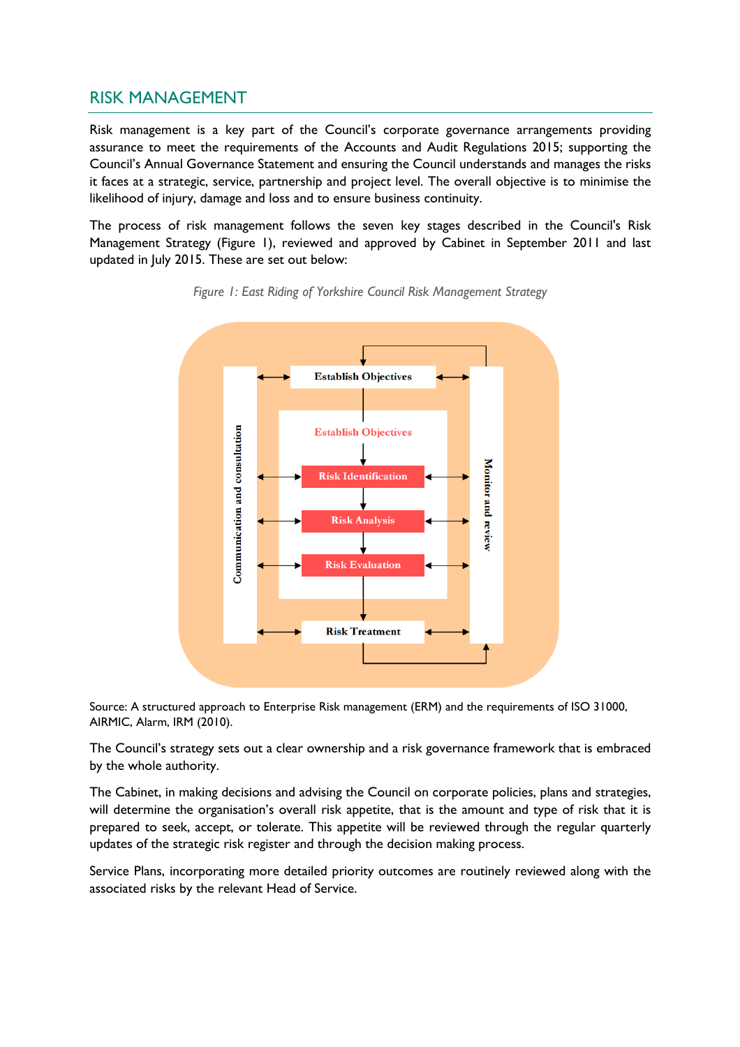## RISK MANAGEMENT

Risk management is a key part of the Council's corporate governance arrangements providing assurance to meet the requirements of the Accounts and Audit Regulations 2015; supporting the Council's Annual Governance Statement and ensuring the Council understands and manages the risks it faces at a strategic, service, partnership and project level. The overall objective is to minimise the likelihood of injury, damage and loss and to ensure business continuity.

The process of risk management follows the seven key stages described in the Council's Risk Management Strategy (Figure 1), reviewed and approved by Cabinet in September 2011 and last updated in July 2015. These are set out below:

*Figure 1: East Riding of Yorkshire Council Risk Management Strategy*

Communication and consultation

Establish Objectives

Establish Objectives

Risk Identification

Risk Analysis

Risk Evaluation

Risk Treatment

Monitor and review

Source: A structured approach to Enterprise Risk management (ERM) and the requirements of ISO 31000, AIRMIC, Alarm, IRM (2010).

The Council's strategy sets out a clear ownership and a risk governance framework that is embraced by the whole authority.

The Cabinet, in making decisions and advising the Council on corporate policies, plans and strategies, will determine the organisation's overall risk appetite, that is the amount and type of risk that it is prepared to seek, accept, or tolerate. This appetite will be reviewed through the regular quarterly updates of the strategic risk register and through the decision making process.

Service Plans, incorporating more detailed priority outcomes are routinely reviewed along with the associated risks by the relevant Head of Service.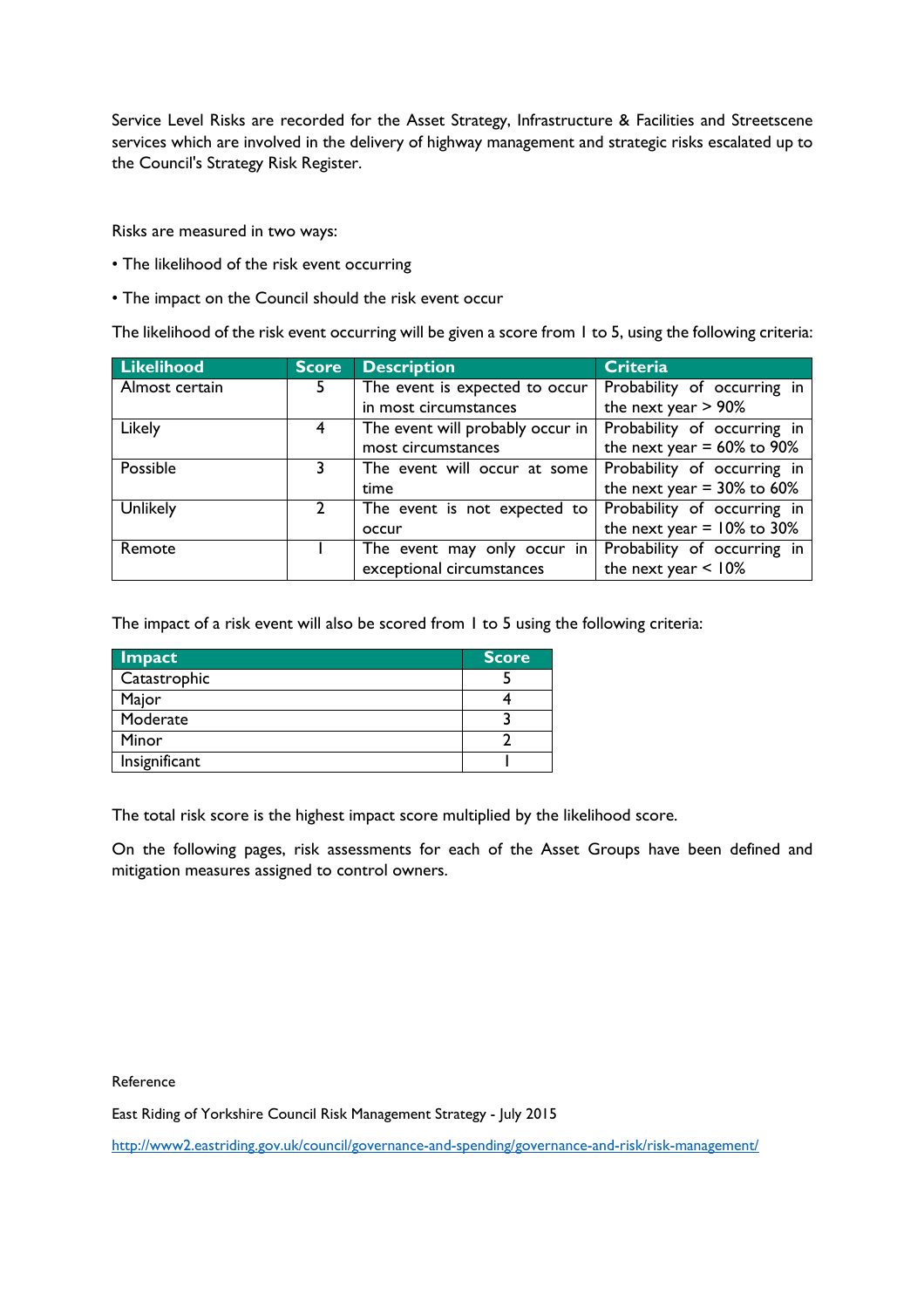Service Level Risks are recorded for the Asset Strategy, Infrastructure & Facilities and Streetscene services which are involved in the delivery of highway management and strategic risks escalated up to the Council's Strategy Risk Register.

Risks are measured in two ways:

- The likelihood of the risk event occurring
- The impact on the Council should the risk event occur

The likelihood of the risk event occurring will be given a score from 1 to 5, using the following criteria:

| Likelihood | Score | Description | Criteria |
|---|---|---|---|
| Almost certain | 5 | The event is expected to occur in most circumstances | Probability of occurring in the next year > 90% |
| Likely | 4 | The event will probably occur in most circumstances | Probability of occurring in the next year = 60% to 90% |
| Possible | 3 | The event will occur at some time | Probability of occurring in the next year = 30% to 60% |
| Unlikely | 2 | The event is not expected to occur | Probability of occurring in the next year = 10% to 30% |
| Remote | 1 | The event may only occur in exceptional circumstances | Probability of occurring in the next year < 10% |

The impact of a risk event will also be scored from 1 to 5 using the following criteria:

| Impact | Score |
|---|---|
| Catastrophic | 5 |
| Major | 4 |
| Moderate | 3 |
| Minor | 2 |
| Insignificant | 1 |

The total risk score is the highest impact score multiplied by the likelihood score.

On the following pages, risk assessments for each of the Asset Groups have been defined and mitigation measures assigned to control owners.

Reference

East Riding of Yorkshire Council Risk Management Strategy - July 2015

http://www2.eastriding.gov.uk/council/governance-and-spending/governance-and-risk/risk-management/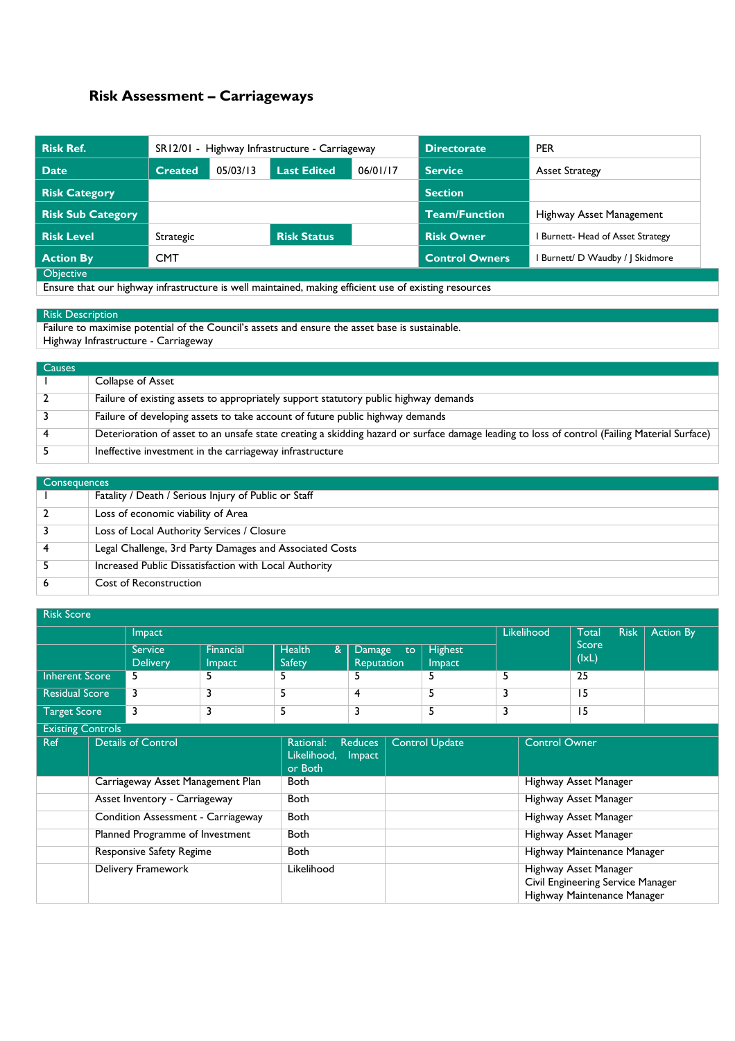# Risk Assessment – Carriageways

| | | | | | |
|---|---|---|---|---|---|
| **Risk Ref.** | SR12/01 - Highway Infrastructure - Carriageway | | | **Directorate** | PER |
| **Date** | **Created** 05/03/13 | **Last Edited** 06/01/17 | | **Service** | Asset Strategy |
| **Risk Category** | | | | **Section** | |
| **Risk Sub Category** | | | | **Team/Function** | Highway Asset Management |
| **Risk Level** | Strategic | **Risk Status** | | **Risk Owner** | I Burnett- Head of Asset Strategy |
| **Action By** | CMT | | | **Control Owners** | I Burnett/ D Waudby / J Skidmore |

**Objective**

Ensure that our highway infrastructure is well maintained, making efficient use of existing resources

**Risk Description**

Failure to maximise potential of the Council's assets and ensure the asset base is sustainable.
Highway Infrastructure - Carriageway

| Causes | |
|---|---|
| 1 | Collapse of Asset |
| 2 | Failure of existing assets to appropriately support statutory public highway demands |
| 3 | Failure of developing assets to take account of future public highway demands |
| 4 | Deterioration of asset to an unsafe state creating a skidding hazard or surface damage leading to loss of control (Failing Material Surface) |
| 5 | Ineffective investment in the carriageway infrastructure |

| Consequences | |
|---|---|
| 1 | Fatality / Death / Serious Injury of Public or Staff |
| 2 | Loss of economic viability of Area |
| 3 | Loss of Local Authority Services / Closure |
| 4 | Legal Challenge, 3rd Party Damages and Associated Costs |
| 5 | Increased Public Dissatisfaction with Local Authority |
| 6 | Cost of Reconstruction |

**Risk Score**

| | Impact | | | | | Likelihood | Total Risk Score (IxL) | Action By |
|---|---|---|---|---|---|---|---|---|
| | Service Delivery | Financial Impact | Health & Safety | Damage to Reputation | Highest Impact | | | |
| Inherent Score | 5 | 5 | 5 | 5 | 5 | 5 | 25 | |
| Residual Score | 3 | 3 | 5 | 4 | 5 | 3 | 15 | |
| Target Score | 3 | 3 | 5 | 3 | 5 | 3 | 15 | |

**Existing Controls**

| Ref | Details of Control | Rational: Reduces Likelihood, Impact or Both | Control Update | Control Owner |
|---|---|---|---|---|
| | Carriageway Asset Management Plan | Both | | Highway Asset Manager |
| | Asset Inventory - Carriageway | Both | | Highway Asset Manager |
| | Condition Assessment - Carriageway | Both | | Highway Asset Manager |
| | Planned Programme of Investment | Both | | Highway Asset Manager |
| | Responsive Safety Regime | Both | | Highway Maintenance Manager |
| | Delivery Framework | Likelihood | | Highway Asset Manager<br>Civil Engineering Service Manager<br>Highway Maintenance Manager |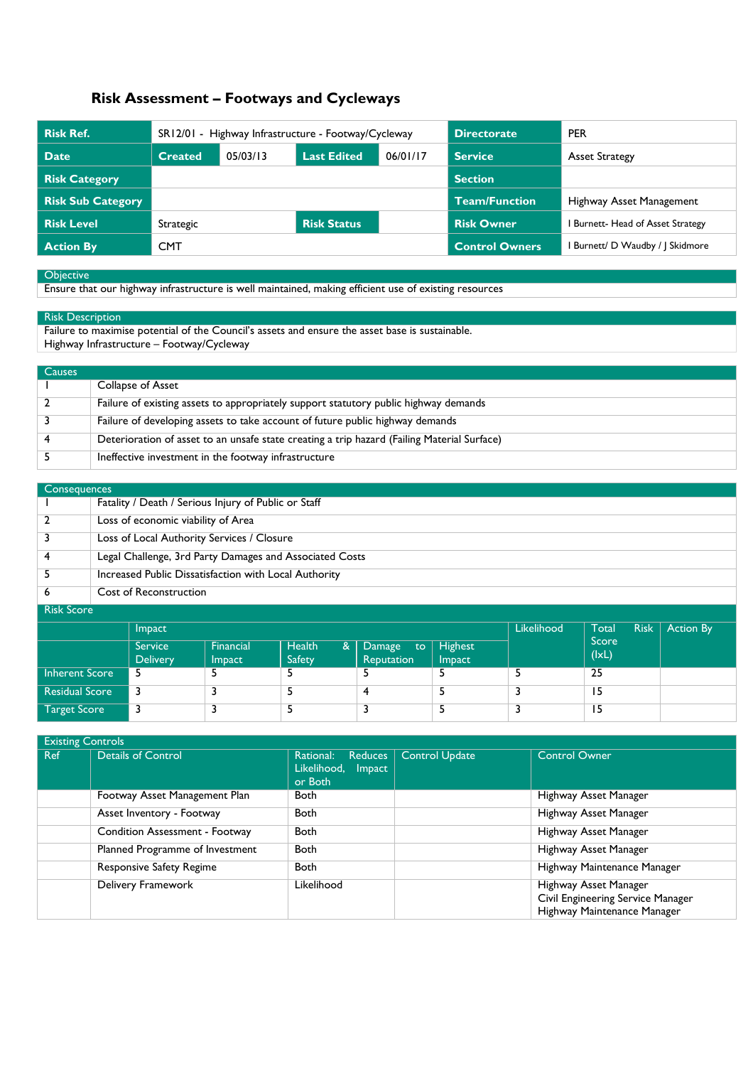## Risk Assessment – Footways and Cycleways

| **Risk Ref.** | SR12/01 - Highway Infrastructure - Footway/Cycleway | | | **Directorate** | PER |
|---|---|---|---|---|---|
| **Date** | **Created** 05/03/13 | **Last Edited** | 06/01/17 | **Service** | Asset Strategy |
| **Risk Category** | | | | **Section** | |
| **Risk Sub Category** | | | | **Team/Function** | Highway Asset Management |
| **Risk Level** | Strategic | **Risk Status** | | **Risk Owner** | I Burnett- Head of Asset Strategy |
| **Action By** | CMT | | | **Control Owners** | I Burnett/ D Waudby / J Skidmore |

| Objective |
|---|
| Ensure that our highway infrastructure is well maintained, making efficient use of existing resources |

| Risk Description |
|---|
| Failure to maximise potential of the Council's assets and ensure the asset base is sustainable.<br>Highway Infrastructure – Footway/Cycleway |

| Causes | |
|---|---|
| 1 | Collapse of Asset |
| 2 | Failure of existing assets to appropriately support statutory public highway demands |
| 3 | Failure of developing assets to take account of future public highway demands |
| 4 | Deterioration of asset to an unsafe state creating a trip hazard (Failing Material Surface) |
| 5 | Ineffective investment in the footway infrastructure |

| Consequences | |
|---|---|
| 1 | Fatality / Death / Serious Injury of Public or Staff |
| 2 | Loss of economic viability of Area |
| 3 | Loss of Local Authority Services / Closure |
| 4 | Legal Challenge, 3rd Party Damages and Associated Costs |
| 5 | Increased Public Dissatisfaction with Local Authority |
| 6 | Cost of Reconstruction |

| Risk Score | Impact | | | | | Likelihood | Total Risk Score (IxL) | Action By |
|---|---|---|---|---|---|---|---|---|
| | Service Delivery | Financial Impact | Health & Safety | Damage to Reputation | Highest Impact | | | |
| Inherent Score | 5 | 5 | 5 | 5 | 5 | 5 | 25 | |
| Residual Score | 3 | 3 | 5 | 4 | 5 | 3 | 15 | |
| Target Score | 3 | 3 | 5 | 3 | 5 | 3 | 15 | |

| Existing Controls | | | | |
|---|---|---|---|---|
| Ref | Details of Control | Rational: Reduces Likelihood, Impact or Both | Control Update | Control Owner |
| | Footway Asset Management Plan | Both | | Highway Asset Manager |
| | Asset Inventory - Footway | Both | | Highway Asset Manager |
| | Condition Assessment - Footway | Both | | Highway Asset Manager |
| | Planned Programme of Investment | Both | | Highway Asset Manager |
| | Responsive Safety Regime | Both | | Highway Maintenance Manager |
| | Delivery Framework | Likelihood | | Highway Asset Manager<br>Civil Engineering Service Manager<br>Highway Maintenance Manager |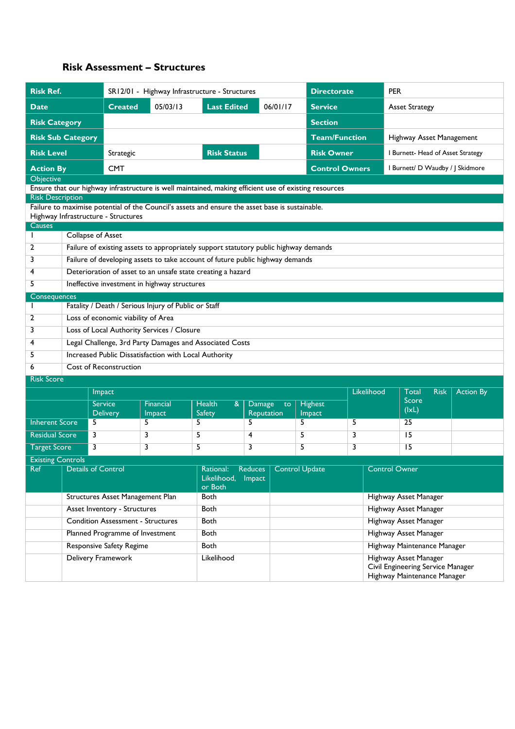## Risk Assessment – Structures

| **Risk Ref.** | SR12/01 - Highway Infrastructure - Structures | | | **Directorate** | PER |
|---|---|---|---|---|---|
| **Date** | **Created** 05/03/13 | **Last Edited** | 06/01/17 | **Service** | Asset Strategy |
| **Risk Category** | | | | **Section** | |
| **Risk Sub Category** | | | | **Team/Function** | Highway Asset Management |
| **Risk Level** | Strategic | **Risk Status** | | **Risk Owner** | I Burnett- Head of Asset Strategy |
| **Action By** | CMT | | | **Control Owners** | I Burnett/ D Waudby / J Skidmore |

**Objective**

Ensure that our highway infrastructure is well maintained, making efficient use of existing resources

**Risk Description**

Failure to maximise potential of the Council's assets and ensure the asset base is sustainable.
Highway Infrastructure - Structures

**Causes**

| | |
|---|---|
| 1 | Collapse of Asset |
| 2 | Failure of existing assets to appropriately support statutory public highway demands |
| 3 | Failure of developing assets to take account of future public highway demands |
| 4 | Deterioration of asset to an unsafe state creating a hazard |
| 5 | Ineffective investment in highway structures |

**Consequences**

| | |
|---|---|
| 1 | Fatality / Death / Serious Injury of Public or Staff |
| 2 | Loss of economic viability of Area |
| 3 | Loss of Local Authority Services / Closure |
| 4 | Legal Challenge, 3rd Party Damages and Associated Costs |
| 5 | Increased Public Dissatisfaction with Local Authority |
| 6 | Cost of Reconstruction |

**Risk Score**

| | Impact | | | | | Likelihood | Total Risk Score (IxL) | Action By |
|---|---|---|---|---|---|---|---|---|
| | Service Delivery | Financial Impact | Health & Safety | Damage to Reputation | Highest Impact | | | |
| Inherent Score | 5 | 5 | 5 | 5 | 5 | 5 | 25 | |
| Residual Score | 3 | 3 | 5 | 4 | 5 | 3 | 15 | |
| Target Score | 3 | 3 | 5 | 3 | 5 | 3 | 15 | |

**Existing Controls**

| Ref | Details of Control | Rational: Reduces Likelihood, Impact or Both | Control Update | Control Owner |
|---|---|---|---|---|
| | Structures Asset Management Plan | Both | | Highway Asset Manager |
| | Asset Inventory - Structures | Both | | Highway Asset Manager |
| | Condition Assessment - Structures | Both | | Highway Asset Manager |
| | Planned Programme of Investment | Both | | Highway Asset Manager |
| | Responsive Safety Regime | Both | | Highway Maintenance Manager |
| | Delivery Framework | Likelihood | | Highway Asset Manager<br>Civil Engineering Service Manager<br>Highway Maintenance Manager |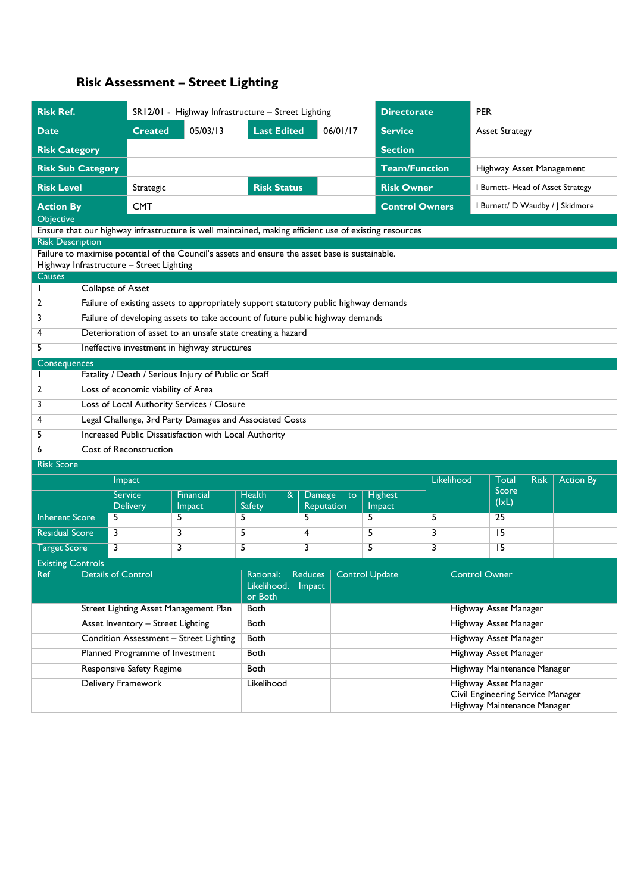# Risk Assessment – Street Lighting

| **Risk Ref.** | SR12/01 - Highway Infrastructure – Street Lighting | | | **Directorate** | PER |
|---|---|---|---|---|---|
| **Date** | **Created** 05/03/13 | **Last Edited** | 06/01/17 | **Service** | Asset Strategy |
| **Risk Category** | | | | **Section** | |
| **Risk Sub Category** | | | | **Team/Function** | Highway Asset Management |
| **Risk Level** | Strategic | **Risk Status** | | **Risk Owner** | I Burnett- Head of Asset Strategy |
| **Action By** | CMT | | | **Control Owners** | I Burnett/ D Waudby / J Skidmore |

**Objective**

Ensure that our highway infrastructure is well maintained, making efficient use of existing resources

**Risk Description**

Failure to maximise potential of the Council's assets and ensure the asset base is sustainable.
Highway Infrastructure – Street Lighting

**Causes**

| | |
|---|---|
| 1 | Collapse of Asset |
| 2 | Failure of existing assets to appropriately support statutory public highway demands |
| 3 | Failure of developing assets to take account of future public highway demands |
| 4 | Deterioration of asset to an unsafe state creating a hazard |
| 5 | Ineffective investment in highway structures |

**Consequences**

| | |
|---|---|
| 1 | Fatality / Death / Serious Injury of Public or Staff |
| 2 | Loss of economic viability of Area |
| 3 | Loss of Local Authority Services / Closure |
| 4 | Legal Challenge, 3rd Party Damages and Associated Costs |
| 5 | Increased Public Dissatisfaction with Local Authority |
| 6 | Cost of Reconstruction |

**Risk Score**

| | Impact | | | | | Likelihood | Total Risk Score (IxL) | Action By |
|---|---|---|---|---|---|---|---|---|
| | Service Delivery | Financial Impact | Health & Safety | Damage to Reputation | Highest Impact | | | |
| Inherent Score | 5 | 5 | 5 | 5 | 5 | 5 | 25 | |
| Residual Score | 3 | 3 | 5 | 4 | 5 | 3 | 15 | |
| Target Score | 3 | 3 | 5 | 3 | 5 | 3 | 15 | |

**Existing Controls**

| Ref | Details of Control | Rational: Reduces Likelihood, Impact or Both | Control Update | Control Owner |
|---|---|---|---|---|
| | Street Lighting Asset Management Plan | Both | | Highway Asset Manager |
| | Asset Inventory – Street Lighting | Both | | Highway Asset Manager |
| | Condition Assessment – Street Lighting | Both | | Highway Asset Manager |
| | Planned Programme of Investment | Both | | Highway Asset Manager |
| | Responsive Safety Regime | Both | | Highway Maintenance Manager |
| | Delivery Framework | Likelihood | | Highway Asset Manager<br>Civil Engineering Service Manager<br>Highway Maintenance Manager |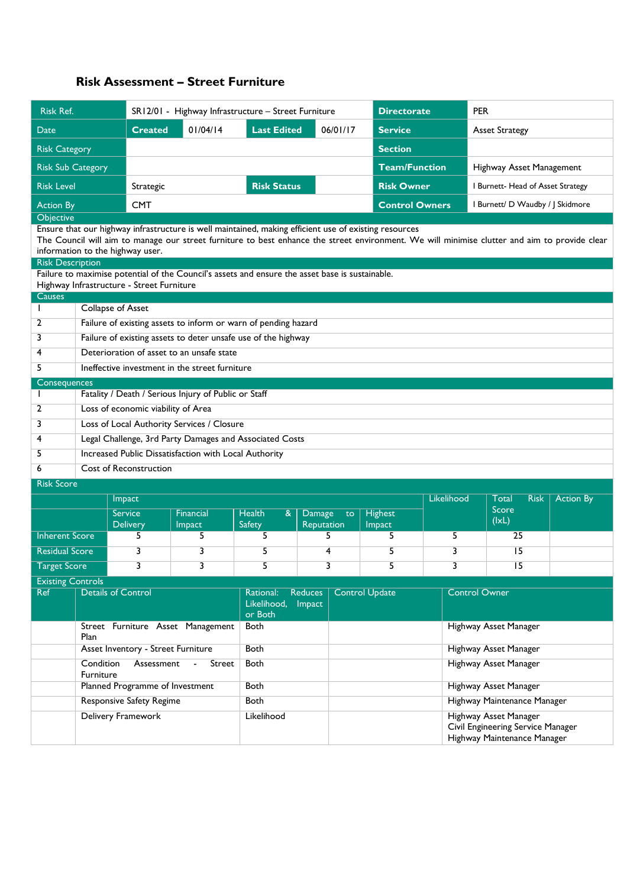## Risk Assessment – Street Furniture

| Risk Ref. | SR12/01 - Highway Infrastructure – Street Furniture | | | Directorate | PER |
|---|---|---|---|---|---|
| Date | Created | 01/04/14 | Last Edited 06/01/17 | Service | Asset Strategy |
| Risk Category | | | | Section | |
| Risk Sub Category | | | | Team/Function | Highway Asset Management |
| Risk Level | Strategic | Risk Status | | Risk Owner | I Burnett- Head of Asset Strategy |
| Action By | CMT | | | Control Owners | I Burnett/ D Waudby / J Skidmore |

**Objective**

Ensure that our highway infrastructure is well maintained, making efficient use of existing resources
The Council will aim to manage our street furniture to best enhance the street environment. We will minimise clutter and aim to provide clear information to the highway user.

**Risk Description**

Failure to maximise potential of the Council's assets and ensure the asset base is sustainable.
Highway Infrastructure - Street Furniture

**Causes**

| | |
|---|---|
| 1 | Collapse of Asset |
| 2 | Failure of existing assets to inform or warn of pending hazard |
| 3 | Failure of existing assets to deter unsafe use of the highway |
| 4 | Deterioration of asset to an unsafe state |
| 5 | Ineffective investment in the street furniture |

**Consequences**

| | |
|---|---|
| 1 | Fatality / Death / Serious Injury of Public or Staff |
| 2 | Loss of economic viability of Area |
| 3 | Loss of Local Authority Services / Closure |
| 4 | Legal Challenge, 3rd Party Damages and Associated Costs |
| 5 | Increased Public Dissatisfaction with Local Authority |
| 6 | Cost of Reconstruction |

**Risk Score**

| | Impact | | | | | Likelihood | Total Risk Score (IxL) | Action By |
|---|---|---|---|---|---|---|---|---|
| | Service Delivery | Financial Impact | Health & Safety | Damage to Reputation | Highest Impact | | | |
| Inherent Score | 5 | 5 | 5 | 5 | 5 | 5 | 25 | |
| Residual Score | 3 | 3 | 5 | 4 | 5 | 3 | 15 | |
| Target Score | 3 | 3 | 5 | 3 | 5 | 3 | 15 | |

**Existing Controls**

| Ref | Details of Control | Rational: Reduces Likelihood, Impact or Both | Control Update | Control Owner |
|---|---|---|---|---|
| | Street Furniture Asset Management Plan | Both | | Highway Asset Manager |
| | Asset Inventory - Street Furniture | Both | | Highway Asset Manager |
| | Condition Assessment - Street Furniture | Both | | Highway Asset Manager |
| | Planned Programme of Investment | Both | | Highway Asset Manager |
| | Responsive Safety Regime | Both | | Highway Maintenance Manager |
| | Delivery Framework | Likelihood | | Highway Asset Manager<br>Civil Engineering Service Manager<br>Highway Maintenance Manager |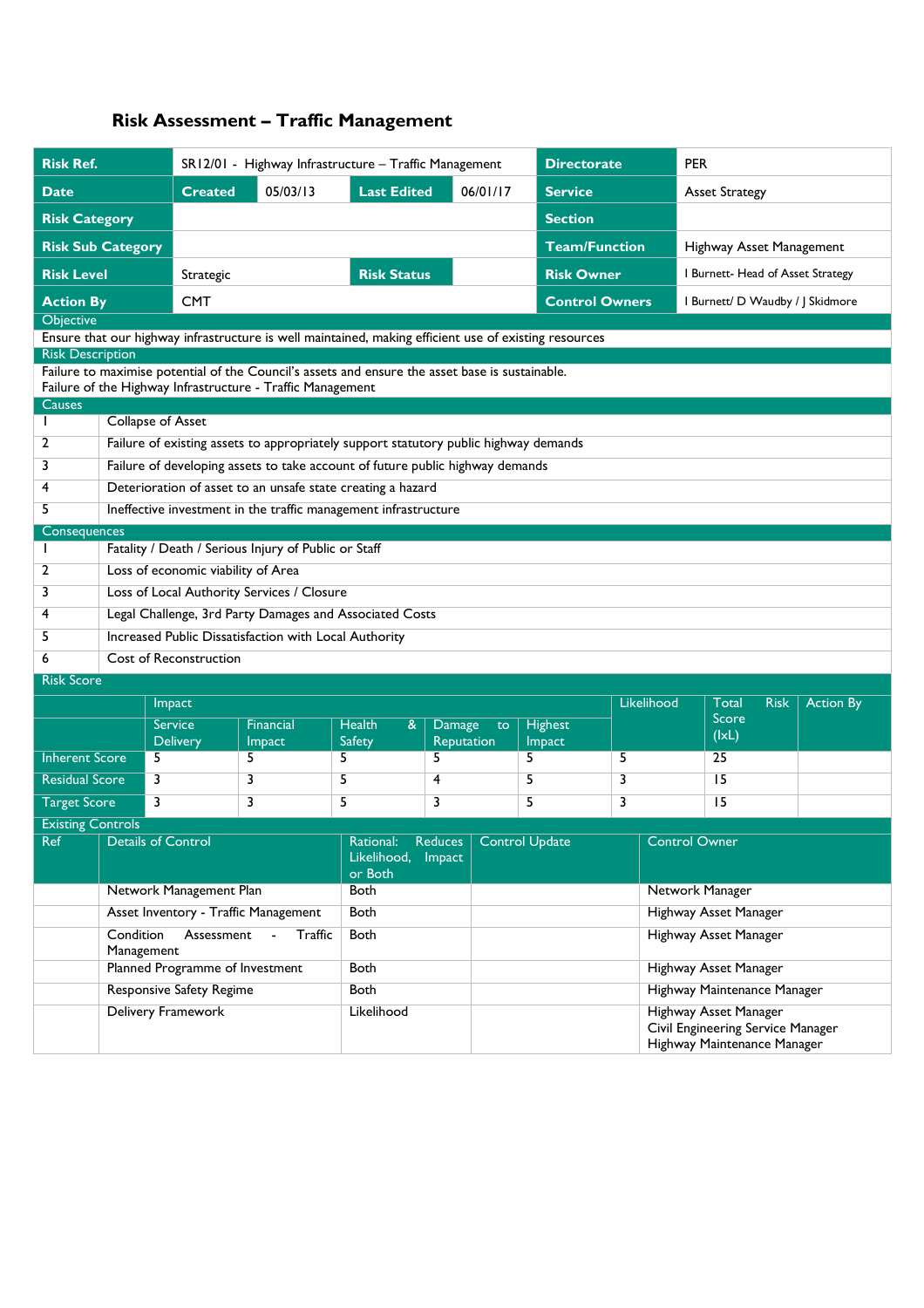# Risk Assessment – Traffic Management

| Risk Ref. | SR12/01 - Highway Infrastructure – Traffic Management | | | Directorate | PER |
|---|---|---|---|---|---|
| Date | Created | 05/03/13 | Last Edited 06/01/17 | Service | Asset Strategy |
| Risk Category | | | | Section | |
| Risk Sub Category | | | | Team/Function | Highway Asset Management |
| Risk Level | Strategic | Risk Status | | Risk Owner | I Burnett- Head of Asset Strategy |
| Action By | CMT | | | Control Owners | I Burnett/ D Waudby / J Skidmore |

**Objective**

Ensure that our highway infrastructure is well maintained, making efficient use of existing resources

**Risk Description**

Failure to maximise potential of the Council's assets and ensure the asset base is sustainable.
Failure of the Highway Infrastructure - Traffic Management

**Causes**

| | |
|---|---|
| 1 | Collapse of Asset |
| 2 | Failure of existing assets to appropriately support statutory public highway demands |
| 3 | Failure of developing assets to take account of future public highway demands |
| 4 | Deterioration of asset to an unsafe state creating a hazard |
| 5 | Ineffective investment in the traffic management infrastructure |

**Consequences**

| | |
|---|---|
| 1 | Fatality / Death / Serious Injury of Public or Staff |
| 2 | Loss of economic viability of Area |
| 3 | Loss of Local Authority Services / Closure |
| 4 | Legal Challenge, 3rd Party Damages and Associated Costs |
| 5 | Increased Public Dissatisfaction with Local Authority |
| 6 | Cost of Reconstruction |

**Risk Score**

| | Impact | | | | | Likelihood | Total Risk Score (IxL) | Action By |
|---|---|---|---|---|---|---|---|---|
| | Service Delivery | Financial Impact | Health & Safety | Damage to Reputation | Highest Impact | | | |
| Inherent Score | 5 | 5 | 5 | 5 | 5 | 5 | 25 | |
| Residual Score | 3 | 3 | 5 | 4 | 5 | 3 | 15 | |
| Target Score | 3 | 3 | 5 | 3 | 5 | 3 | 15 | |

**Existing Controls**

| Ref | Details of Control | Rational: Reduces Likelihood, Impact or Both | Control Update | Control Owner |
|---|---|---|---|---|
| | Network Management Plan | Both | | Network Manager |
| | Asset Inventory - Traffic Management | Both | | Highway Asset Manager |
| | Condition Assessment - Traffic Management | Both | | Highway Asset Manager |
| | Planned Programme of Investment | Both | | Highway Asset Manager |
| | Responsive Safety Regime | Both | | Highway Maintenance Manager |
| | Delivery Framework | Likelihood | | Highway Asset Manager<br>Civil Engineering Service Manager<br>Highway Maintenance Manager |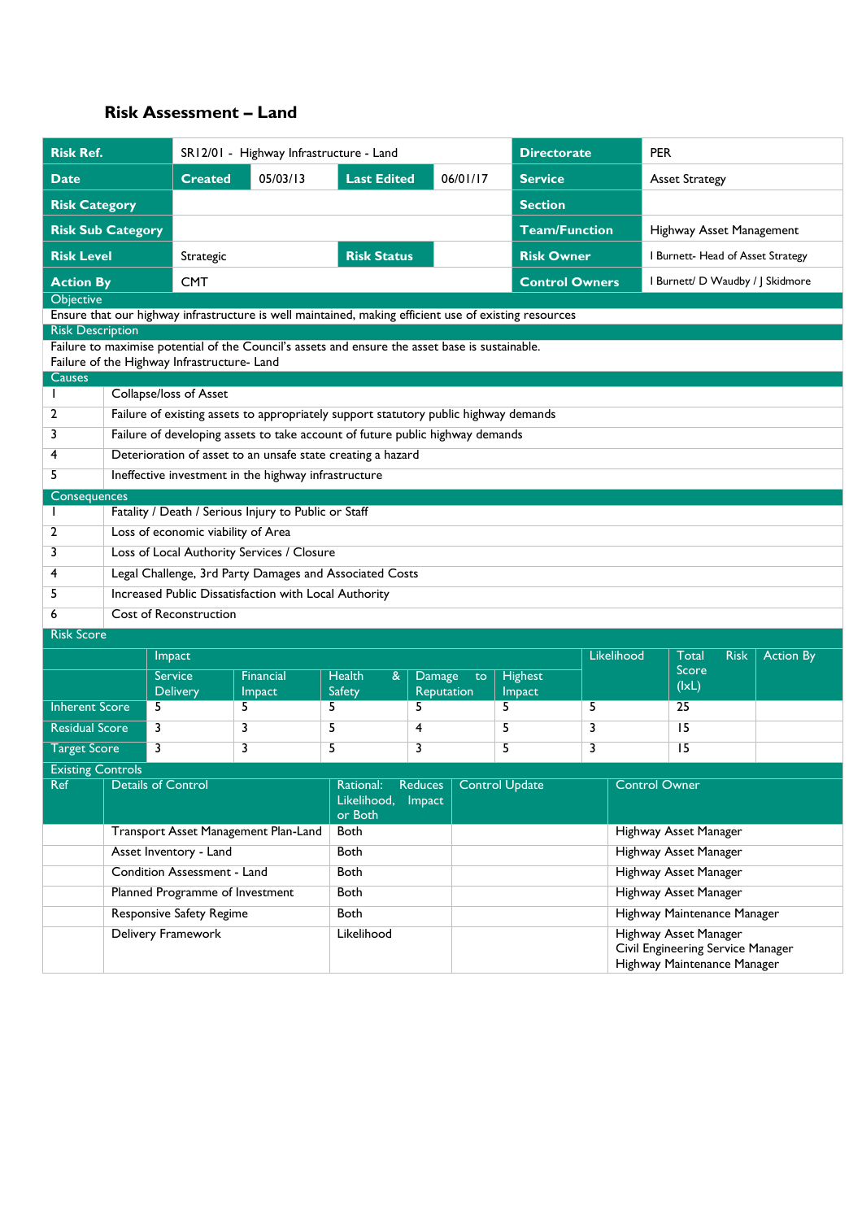## Risk Assessment – Land

| | | | | | | |
|---|---|---|---|---|---|---|
| **Risk Ref.** | SR12/01 - Highway Infrastructure - Land | | | | **Directorate** | PER |
| **Date** | **Created** | 05/03/13 | **Last Edited** | 06/01/17 | **Service** | Asset Strategy |
| **Risk Category** | | | | | **Section** | |
| **Risk Sub Category** | | | | | **Team/Function** | Highway Asset Management |
| **Risk Level** | Strategic | | **Risk Status** | | **Risk Owner** | I Burnett- Head of Asset Strategy |
| **Action By** | CMT | | | | **Control Owners** | I Burnett/ D Waudby / J Skidmore |

**Objective**

Ensure that our highway infrastructure is well maintained, making efficient use of existing resources

**Risk Description**

Failure to maximise potential of the Council's assets and ensure the asset base is sustainable.
Failure of the Highway Infrastructure- Land

**Causes**

| | |
|---|---|
| 1 | Collapse/loss of Asset |
| 2 | Failure of existing assets to appropriately support statutory public highway demands |
| 3 | Failure of developing assets to take account of future public highway demands |
| 4 | Deterioration of asset to an unsafe state creating a hazard |
| 5 | Ineffective investment in the highway infrastructure |

**Consequences**

| | |
|---|---|
| 1 | Fatality / Death / Serious Injury to Public or Staff |
| 2 | Loss of economic viability of Area |
| 3 | Loss of Local Authority Services / Closure |
| 4 | Legal Challenge, 3rd Party Damages and Associated Costs |
| 5 | Increased Public Dissatisfaction with Local Authority |
| 6 | Cost of Reconstruction |

**Risk Score**

| | Impact | | | | | Likelihood | Total Risk Score (IxL) | Action By |
|---|---|---|---|---|---|---|---|---|
| | Service Delivery | Financial Impact | Health & Safety | Damage to Reputation | Highest Impact | | | |
| Inherent Score | 5 | 5 | 5 | 5 | 5 | 5 | 25 | |
| Residual Score | 3 | 3 | 5 | 4 | 5 | 3 | 15 | |
| Target Score | 3 | 3 | 5 | 3 | 5 | 3 | 15 | |

**Existing Controls**

| Ref | Details of Control | Rational: Reduces Likelihood, Impact or Both | Control Update | Control Owner |
|---|---|---|---|---|
| | Transport Asset Management Plan-Land | Both | | Highway Asset Manager |
| | Asset Inventory - Land | Both | | Highway Asset Manager |
| | Condition Assessment - Land | Both | | Highway Asset Manager |
| | Planned Programme of Investment | Both | | Highway Asset Manager |
| | Responsive Safety Regime | Both | | Highway Maintenance Manager |
| | Delivery Framework | Likelihood | | Highway Asset Manager<br>Civil Engineering Service Manager<br>Highway Maintenance Manager |